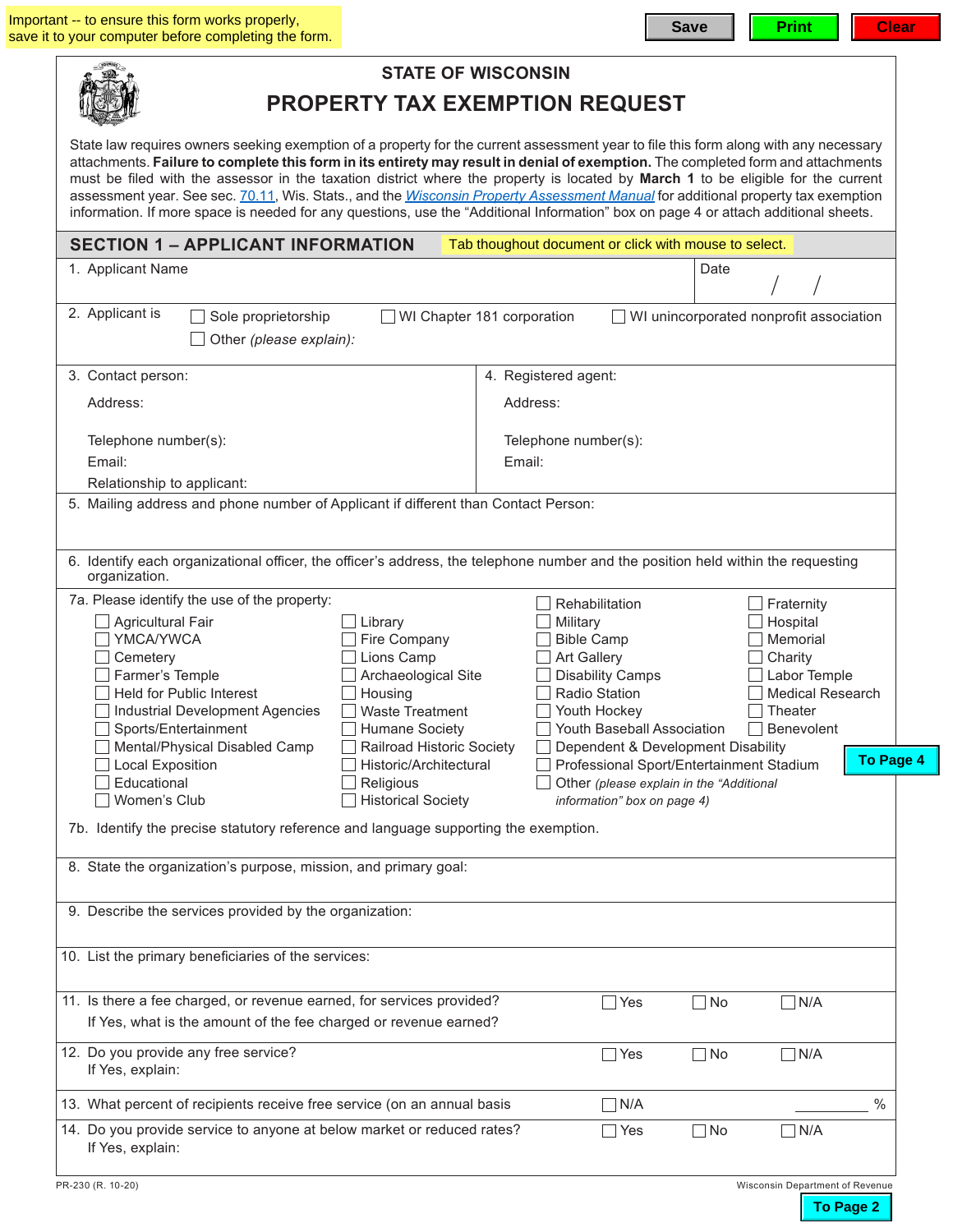Important -- to ensure this form works properly, save it to your computer before completing the form.

Save | Print | Clear

# STATE OF WISCONSIN
## PROPERTY TAX EXEMPTION REQUEST

State law requires owners seeking exemption of a property for the current assessment year to file this form along with any necessary attachments. **Failure to complete this form in its entirety may result in denial of exemption.** The completed form and attachments must be filed with the assessor in the taxation district where the property is located by **March 1** to be eligible for the current assessment year. See sec. 70.11, Wis. Stats., and the *Wisconsin Property Assessment Manual* for additional property tax exemption information. If more space is needed for any questions, use the "Additional Information" box on page 4 or attach additional sheets.

## SECTION 1 – APPLICANT INFORMATION

Tab thoughout document or click with mouse to select.

1. Applicant Name

   Date &nbsp;&nbsp; / &nbsp;&nbsp; /

2. Applicant is
   - ☐ Sole proprietorship
   - ☐ WI Chapter 181 corporation
   - ☐ WI unincorporated nonprofit association
   - ☐ Other *(please explain)*:

3. Contact person:
   - Address:
   - Telephone number(s):
   - Email:
   - Relationship to applicant:

4. Registered agent:
   - Address:
   - Telephone number(s):
   - Email:

5. Mailing address and phone number of Applicant if different than Contact Person:

6. Identify each organizational officer, the officer's address, the telephone number and the position held within the requesting organization.

7a. Please identify the use of the property:

- ☐ Agricultural Fair
- ☐ YMCA/YWCA
- ☐ Cemetery
- ☐ Farmer's Temple
- ☐ Held for Public Interest
- ☐ Industrial Development Agencies
- ☐ Sports/Entertainment
- ☐ Mental/Physical Disabled Camp
- ☐ Local Exposition
- ☐ Educational
- ☐ Women's Club
- ☐ Library
- ☐ Fire Company
- ☐ Lions Camp
- ☐ Archaeological Site
- ☐ Housing
- ☐ Waste Treatment
- ☐ Humane Society
- ☐ Railroad Historic Society
- ☐ Historic/Architectural
- ☐ Religious
- ☐ Historical Society
- ☐ Rehabilitation
- ☐ Military
- ☐ Bible Camp
- ☐ Art Gallery
- ☐ Disability Camps
- ☐ Radio Station
- ☐ Youth Hockey
- ☐ Youth Baseball Association
- ☐ Dependent & Development Disability
- ☐ Professional Sport/Entertainment Stadium
- ☐ Other *(please explain in the "Additional information" box on page 4)*
- ☐ Fraternity
- ☐ Hospital
- ☐ Memorial
- ☐ Charity
- ☐ Labor Temple
- ☐ Medical Research
- ☐ Theater
- ☐ Benevolent

To Page 4

7b. Identify the precise statutory reference and language supporting the exemption.

8. State the organization's purpose, mission, and primary goal:

9. Describe the services provided by the organization:

10. List the primary beneficiaries of the services:

11. Is there a fee charged, or revenue earned, for services provided? ☐ Yes ☐ No ☐ N/A
    If Yes, what is the amount of the fee charged or revenue earned?

12. Do you provide any free service? ☐ Yes ☐ No ☐ N/A
    If Yes, explain:

13. What percent of recipients receive free service (on an annual basis ☐ N/A ________ %

14. Do you provide service to anyone at below market or reduced rates? ☐ Yes ☐ No ☐ N/A
    If Yes, explain:

PR-230 (R. 10-20) &nbsp;&nbsp;&nbsp; Wisconsin Department of Revenue

To Page 2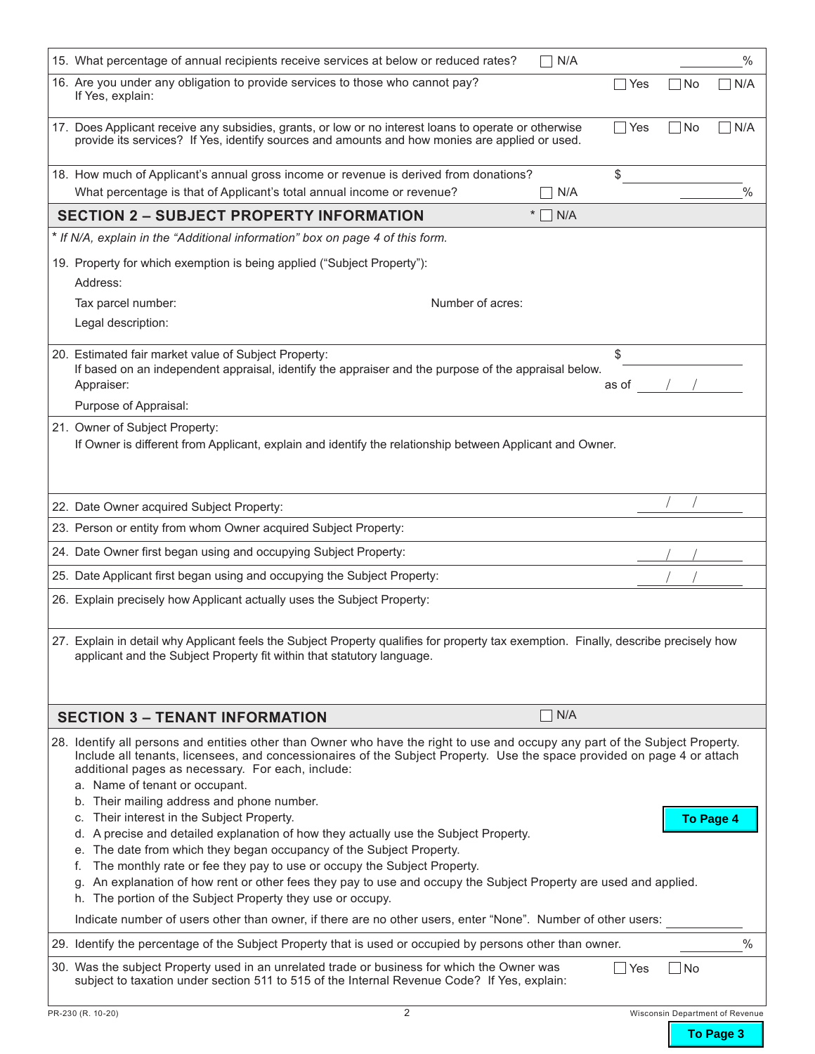15. What percentage of annual recipients receive services at below or reduced rates? ☐ N/A ________ %

16. Are you under any obligation to provide services to those who cannot pay? ☐ Yes ☐ No ☐ N/A
    If Yes, explain:

17. Does Applicant receive any subsidies, grants, or low or no interest loans to operate or otherwise provide its services? If Yes, identify sources and amounts and how monies are applied or used. ☐ Yes ☐ No ☐ N/A

18. How much of Applicant's annual gross income or revenue is derived from donations? $ ________
    What percentage is that of Applicant's total annual income or revenue? ☐ N/A ________ %

## SECTION 2 – SUBJECT PROPERTY INFORMATION

\* ☐ N/A

*\* If N/A, explain in the "Additional information" box on page 4 of this form.*

19. Property for which exemption is being applied ("Subject Property"):
    Address:
    Tax parcel number: Number of acres:
    Legal description:

20. Estimated fair market value of Subject Property: $ ________
    If based on an independent appraisal, identify the appraiser and the purpose of the appraisal below.
    Appraiser: as of ___ / ___ / ___
    Purpose of Appraisal:

21. Owner of Subject Property:
    If Owner is different from Applicant, explain and identify the relationship between Applicant and Owner.

22. Date Owner acquired Subject Property: ___ / ___ / ___

23. Person or entity from whom Owner acquired Subject Property:

24. Date Owner first began using and occupying Subject Property: ___ / ___ / ___

25. Date Applicant first began using and occupying the Subject Property: ___ / ___ / ___

26. Explain precisely how Applicant actually uses the Subject Property:

27. Explain in detail why Applicant feels the Subject Property qualifies for property tax exemption. Finally, describe precisely how applicant and the Subject Property fit within that statutory language.

## SECTION 3 – TENANT INFORMATION

☐ N/A

28. Identify all persons and entities other than Owner who have the right to use and occupy any part of the Subject Property. Include all tenants, licensees, and concessionaires of the Subject Property. Use the space provided on page 4 or attach additional pages as necessary. For each, include:
    a. Name of tenant or occupant.
    b. Their mailing address and phone number.
    c. Their interest in the Subject Property.
    d. A precise and detailed explanation of how they actually use the Subject Property.
    e. The date from which they began occupancy of the Subject Property.
    f. The monthly rate or fee they pay to use or occupy the Subject Property.
    g. An explanation of how rent or other fees they pay to use and occupy the Subject Property are used and applied.
    h. The portion of the Subject Property they use or occupy.

    **To Page 4**

    Indicate number of users other than owner, if there are no other users, enter "None". Number of other users: ________

29. Identify the percentage of the Subject Property that is used or occupied by persons other than owner. ________ %

30. Was the subject Property used in an unrelated trade or business for which the Owner was subject to taxation under section 511 to 515 of the Internal Revenue Code? If Yes, explain: ☐ Yes ☐ No

PR-230 (R. 10-20) Wisconsin Department of Revenue

**To Page 3**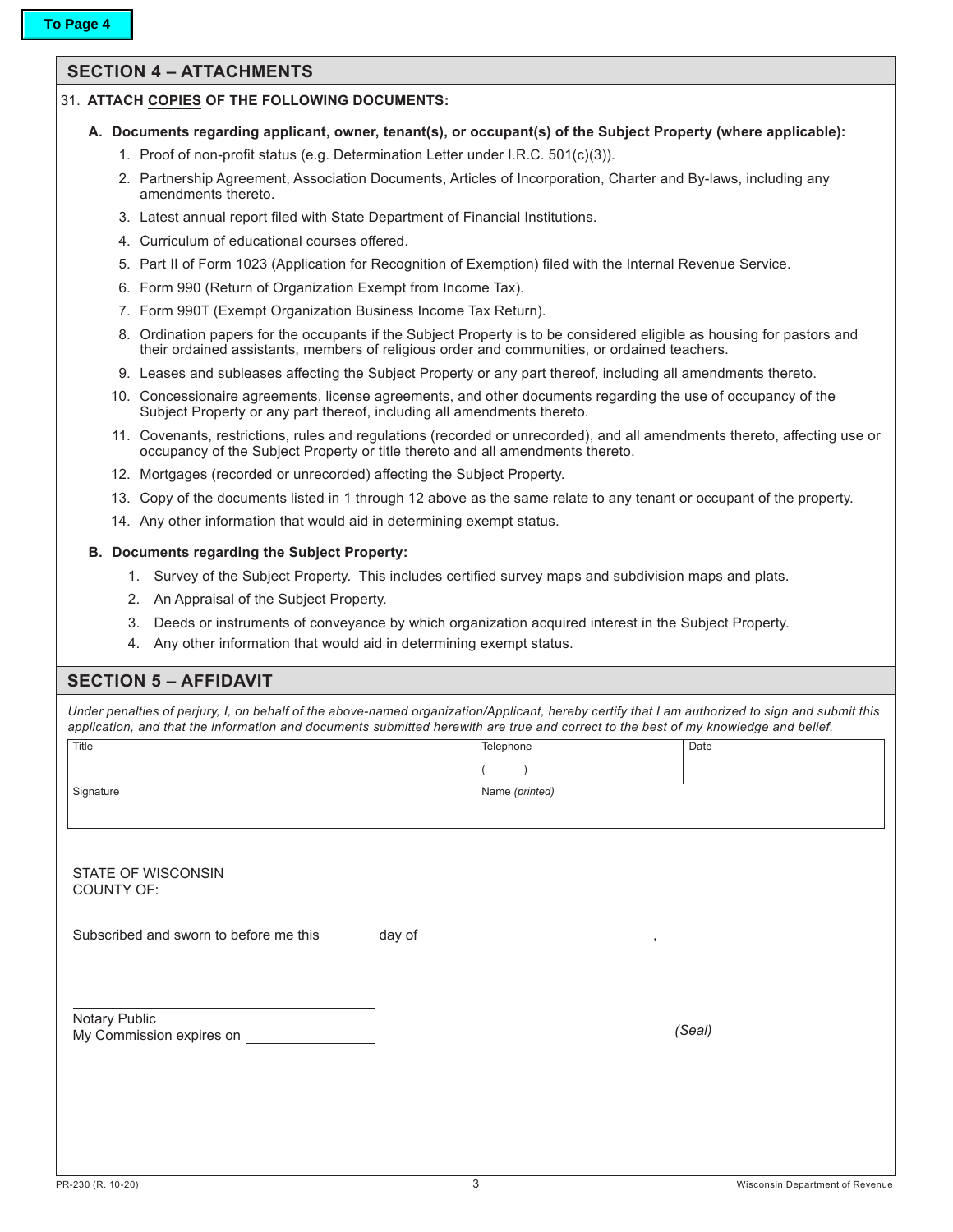To Page 4

## SECTION 4 – ATTACHMENTS

31. **ATTACH COPIES OF THE FOLLOWING DOCUMENTS:**

**A. Documents regarding applicant, owner, tenant(s), or occupant(s) of the Subject Property (where applicable):**

1. Proof of non-profit status (e.g. Determination Letter under I.R.C. 501(c)(3)).
2. Partnership Agreement, Association Documents, Articles of Incorporation, Charter and By-laws, including any amendments thereto.
3. Latest annual report filed with State Department of Financial Institutions.
4. Curriculum of educational courses offered.
5. Part II of Form 1023 (Application for Recognition of Exemption) filed with the Internal Revenue Service.
6. Form 990 (Return of Organization Exempt from Income Tax).
7. Form 990T (Exempt Organization Business Income Tax Return).
8. Ordination papers for the occupants if the Subject Property is to be considered eligible as housing for pastors and their ordained assistants, members of religious order and communities, or ordained teachers.
9. Leases and subleases affecting the Subject Property or any part thereof, including all amendments thereto.
10. Concessionaire agreements, license agreements, and other documents regarding the use of occupancy of the Subject Property or any part thereof, including all amendments thereto.
11. Covenants, restrictions, rules and regulations (recorded or unrecorded), and all amendments thereto, affecting use or occupancy of the Subject Property or title thereto and all amendments thereto.
12. Mortgages (recorded or unrecorded) affecting the Subject Property.
13. Copy of the documents listed in 1 through 12 above as the same relate to any tenant or occupant of the property.
14. Any other information that would aid in determining exempt status.

**B. Documents regarding the Subject Property:**

1. Survey of the Subject Property. This includes certified survey maps and subdivision maps and plats.
2. An Appraisal of the Subject Property.
3. Deeds or instruments of conveyance by which organization acquired interest in the Subject Property.
4. Any other information that would aid in determining exempt status.

## SECTION 5 – AFFIDAVIT

*Under penalties of perjury, I, on behalf of the above-named organization/Applicant, hereby certify that I am authorized to sign and submit this application, and that the information and documents submitted herewith are true and correct to the best of my knowledge and belief.*

| Title | Telephone ( ) — | Date |
|---|---|---|
| Signature | Name *(printed)* | |

STATE OF WISCONSIN
COUNTY OF: ______________________

Subscribed and sworn to before me this ______ day of ________________________ , ________

______________________________
Notary Public
My Commission expires on ______________

*(Seal)*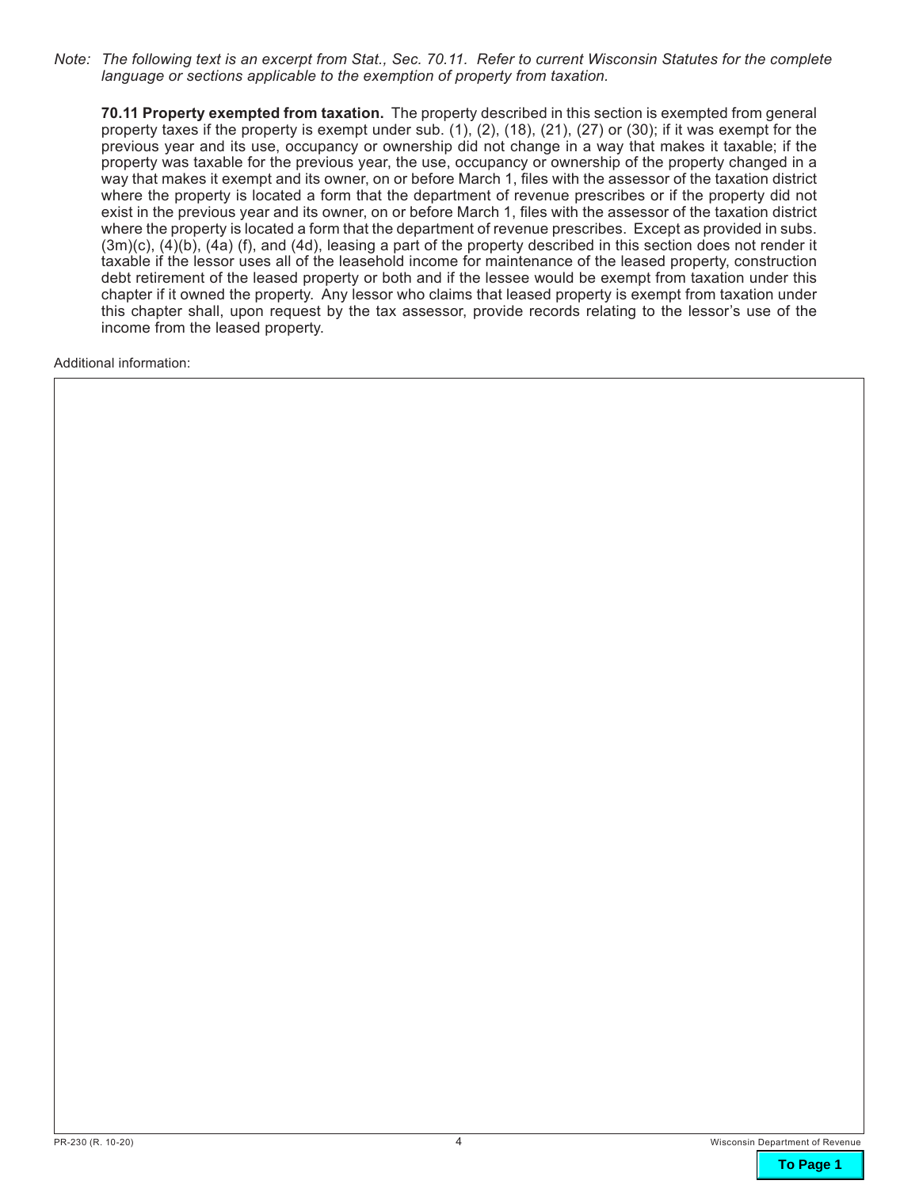*Note: The following text is an excerpt from Stat., Sec. 70.11. Refer to current Wisconsin Statutes for the complete language or sections applicable to the exemption of property from taxation.*

**70.11 Property exempted from taxation.** The property described in this section is exempted from general property taxes if the property is exempt under sub. (1), (2), (18), (21), (27) or (30); if it was exempt for the previous year and its use, occupancy or ownership did not change in a way that makes it taxable; if the property was taxable for the previous year, the use, occupancy or ownership of the property changed in a way that makes it exempt and its owner, on or before March 1, files with the assessor of the taxation district where the property is located a form that the department of revenue prescribes or if the property did not exist in the previous year and its owner, on or before March 1, files with the assessor of the taxation district where the property is located a form that the department of revenue prescribes. Except as provided in subs. (3m)(c), (4)(b), (4a) (f), and (4d), leasing a part of the property described in this section does not render it taxable if the lessor uses all of the leasehold income for maintenance of the leased property, construction debt retirement of the leased property or both and if the lessee would be exempt from taxation under this chapter if it owned the property. Any lessor who claims that leased property is exempt from taxation under this chapter shall, upon request by the tax assessor, provide records relating to the lessor's use of the income from the leased property.

Additional information:

PR-230 (R. 10-20)

Wisconsin Department of Revenue

To Page 1